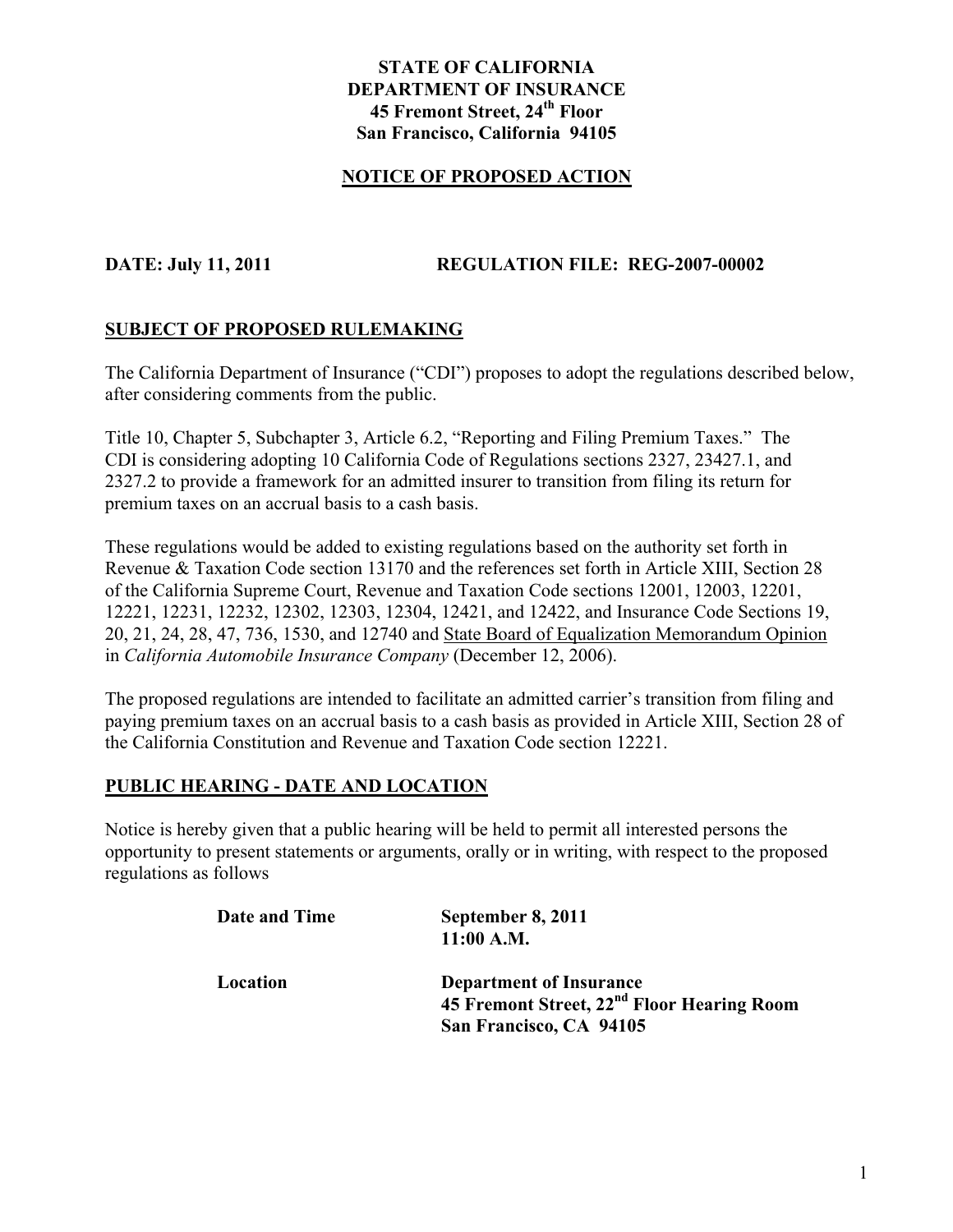**STATE OF CALIFORNIA**
**DEPARTMENT OF INSURANCE**
**45 Fremont Street, 24th Floor**
**San Francisco, California 94105**

## NOTICE OF PROPOSED ACTION

**DATE: July 11, 2011** **REGULATION FILE: REG-2007-00002**

## SUBJECT OF PROPOSED RULEMAKING

The California Department of Insurance ("CDI") proposes to adopt the regulations described below, after considering comments from the public.

Title 10, Chapter 5, Subchapter 3, Article 6.2, "Reporting and Filing Premium Taxes." The CDI is considering adopting 10 California Code of Regulations sections 2327, 23427.1, and 2327.2 to provide a framework for an admitted insurer to transition from filing its return for premium taxes on an accrual basis to a cash basis.

These regulations would be added to existing regulations based on the authority set forth in Revenue & Taxation Code section 13170 and the references set forth in Article XIII, Section 28 of the California Supreme Court, Revenue and Taxation Code sections 12001, 12003, 12201, 12221, 12231, 12232, 12302, 12303, 12304, 12421, and 12422, and Insurance Code Sections 19, 20, 21, 24, 28, 47, 736, 1530, and 12740 and State Board of Equalization Memorandum Opinion in *California Automobile Insurance Company* (December 12, 2006).

The proposed regulations are intended to facilitate an admitted carrier's transition from filing and paying premium taxes on an accrual basis to a cash basis as provided in Article XIII, Section 28 of the California Constitution and Revenue and Taxation Code section 12221.

## PUBLIC HEARING - DATE AND LOCATION

Notice is hereby given that a public hearing will be held to permit all interested persons the opportunity to present statements or arguments, orally or in writing, with respect to the proposed regulations as follows

| | |
|---|---|
| **Date and Time** | **September 8, 2011**<br>**11:00 A.M.** |
| **Location** | **Department of Insurance**<br>**45 Fremont Street, 22nd Floor Hearing Room**<br>**San Francisco, CA 94105** |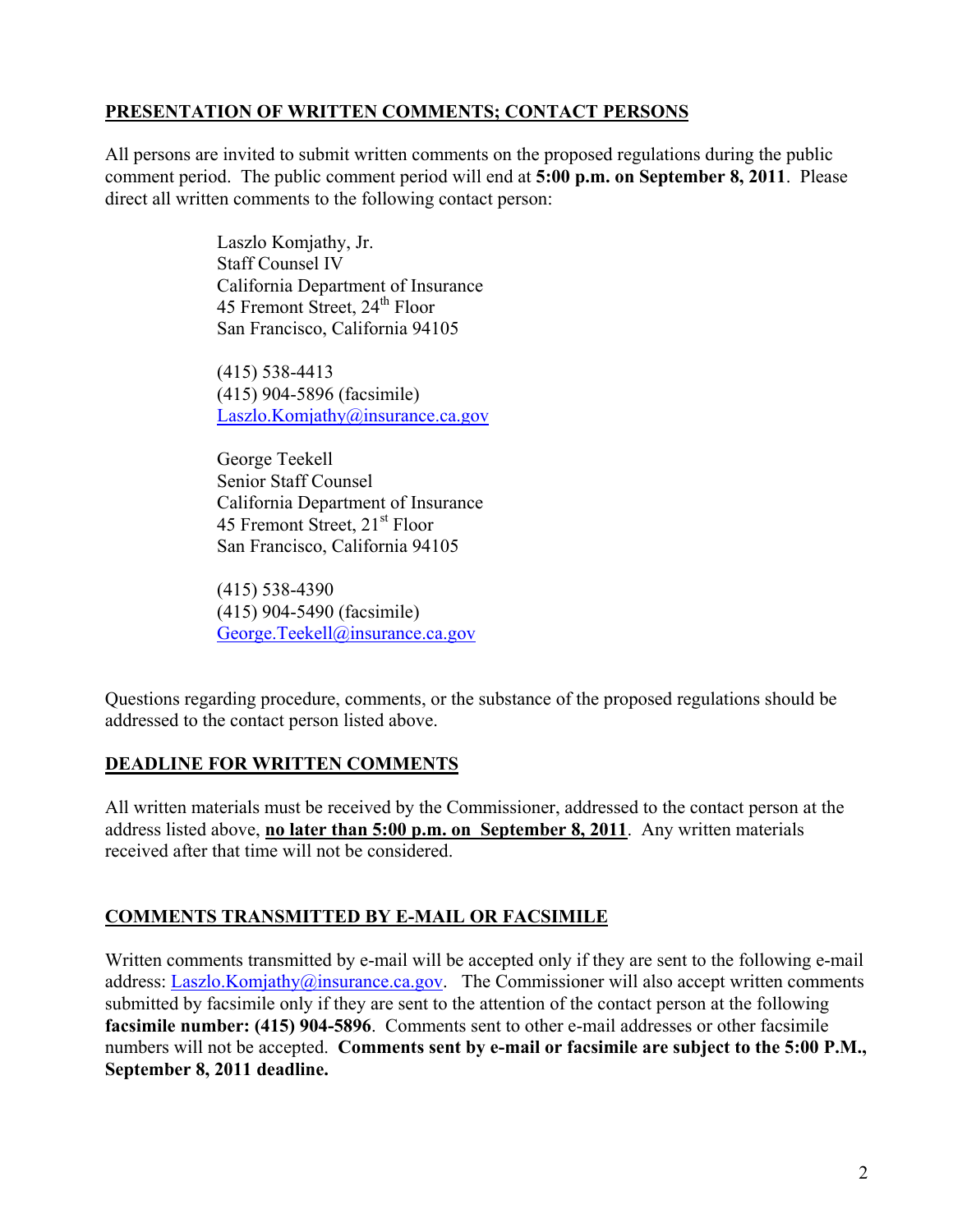## **PRESENTATION OF WRITTEN COMMENTS; CONTACT PERSONS**

All persons are invited to submit written comments on the proposed regulations during the public comment period. The public comment period will end at **5:00 p.m. on September 8, 2011**. Please direct all written comments to the following contact person:

> Laszlo Komjathy, Jr.
> Staff Counsel IV
> California Department of Insurance
> 45 Fremont Street, 24th Floor
> San Francisco, California 94105
>
> (415) 538-4413
> (415) 904-5896 (facsimile)
> Laszlo.Komjathy@insurance.ca.gov
>
> George Teekell
> Senior Staff Counsel
> California Department of Insurance
> 45 Fremont Street, 21st Floor
> San Francisco, California 94105
>
> (415) 538-4390
> (415) 904-5490 (facsimile)
> George.Teekell@insurance.ca.gov

Questions regarding procedure, comments, or the substance of the proposed regulations should be addressed to the contact person listed above.

## **DEADLINE FOR WRITTEN COMMENTS**

All written materials must be received by the Commissioner, addressed to the contact person at the address listed above, **no later than 5:00 p.m. on September 8, 2011**. Any written materials received after that time will not be considered.

## **COMMENTS TRANSMITTED BY E-MAIL OR FACSIMILE**

Written comments transmitted by e-mail will be accepted only if they are sent to the following e-mail address: Laszlo.Komjathy@insurance.ca.gov. The Commissioner will also accept written comments submitted by facsimile only if they are sent to the attention of the contact person at the following **facsimile number: (415) 904-5896**. Comments sent to other e-mail addresses or other facsimile numbers will not be accepted. **Comments sent by e-mail or facsimile are subject to the 5:00 P.M., September 8, 2011 deadline.**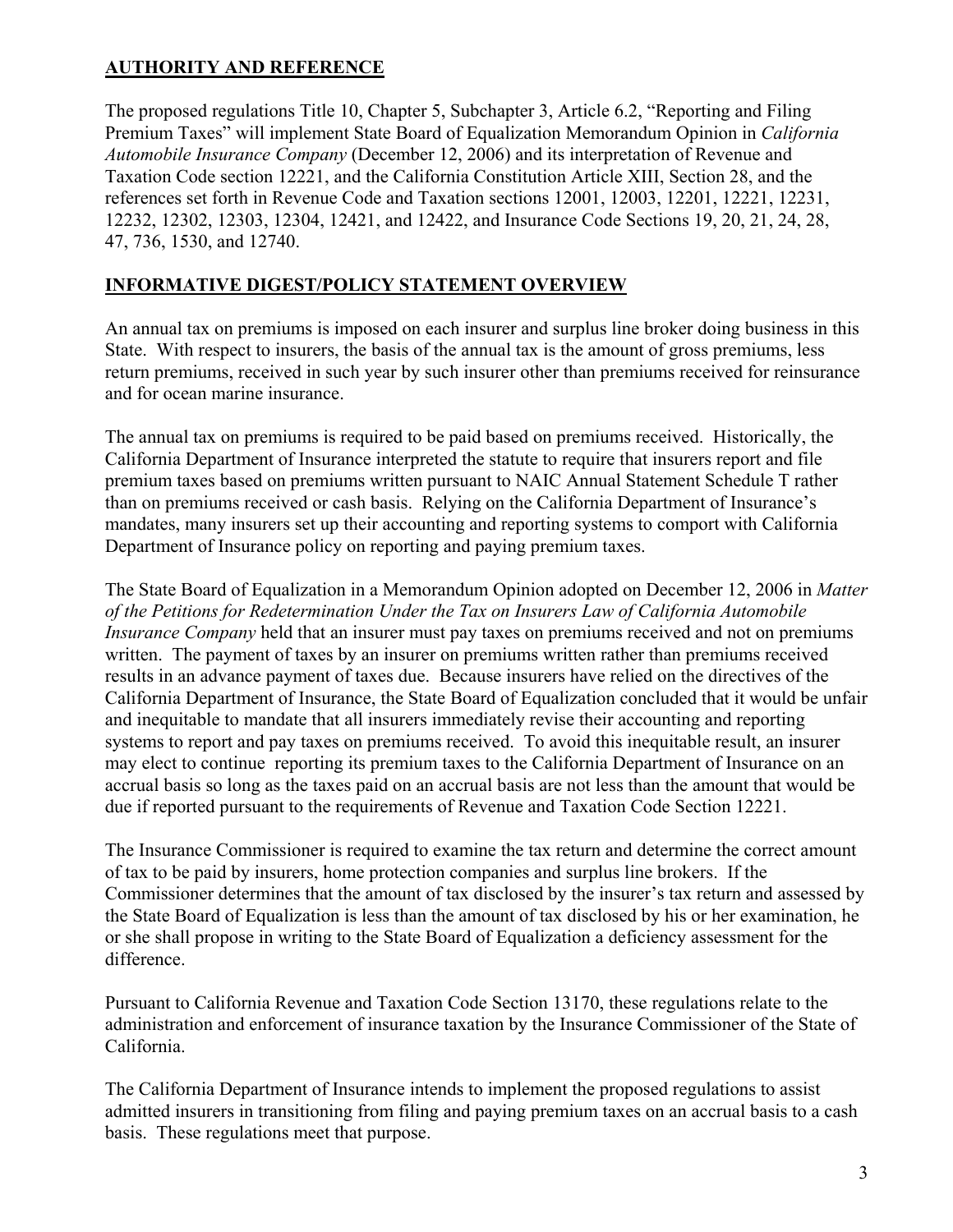## AUTHORITY AND REFERENCE

The proposed regulations Title 10, Chapter 5, Subchapter 3, Article 6.2, "Reporting and Filing Premium Taxes" will implement State Board of Equalization Memorandum Opinion in *California Automobile Insurance Company* (December 12, 2006) and its interpretation of Revenue and Taxation Code section 12221, and the California Constitution Article XIII, Section 28, and the references set forth in Revenue Code and Taxation sections 12001, 12003, 12201, 12221, 12231, 12232, 12302, 12303, 12304, 12421, and 12422, and Insurance Code Sections 19, 20, 21, 24, 28, 47, 736, 1530, and 12740.

## INFORMATIVE DIGEST/POLICY STATEMENT OVERVIEW

An annual tax on premiums is imposed on each insurer and surplus line broker doing business in this State. With respect to insurers, the basis of the annual tax is the amount of gross premiums, less return premiums, received in such year by such insurer other than premiums received for reinsurance and for ocean marine insurance.

The annual tax on premiums is required to be paid based on premiums received. Historically, the California Department of Insurance interpreted the statute to require that insurers report and file premium taxes based on premiums written pursuant to NAIC Annual Statement Schedule T rather than on premiums received or cash basis. Relying on the California Department of Insurance's mandates, many insurers set up their accounting and reporting systems to comport with California Department of Insurance policy on reporting and paying premium taxes.

The State Board of Equalization in a Memorandum Opinion adopted on December 12, 2006 in *Matter of the Petitions for Redetermination Under the Tax on Insurers Law of California Automobile Insurance Company* held that an insurer must pay taxes on premiums received and not on premiums written. The payment of taxes by an insurer on premiums written rather than premiums received results in an advance payment of taxes due. Because insurers have relied on the directives of the California Department of Insurance, the State Board of Equalization concluded that it would be unfair and inequitable to mandate that all insurers immediately revise their accounting and reporting systems to report and pay taxes on premiums received. To avoid this inequitable result, an insurer may elect to continue reporting its premium taxes to the California Department of Insurance on an accrual basis so long as the taxes paid on an accrual basis are not less than the amount that would be due if reported pursuant to the requirements of Revenue and Taxation Code Section 12221.

The Insurance Commissioner is required to examine the tax return and determine the correct amount of tax to be paid by insurers, home protection companies and surplus line brokers. If the Commissioner determines that the amount of tax disclosed by the insurer's tax return and assessed by the State Board of Equalization is less than the amount of tax disclosed by his or her examination, he or she shall propose in writing to the State Board of Equalization a deficiency assessment for the difference.

Pursuant to California Revenue and Taxation Code Section 13170, these regulations relate to the administration and enforcement of insurance taxation by the Insurance Commissioner of the State of California.

The California Department of Insurance intends to implement the proposed regulations to assist admitted insurers in transitioning from filing and paying premium taxes on an accrual basis to a cash basis. These regulations meet that purpose.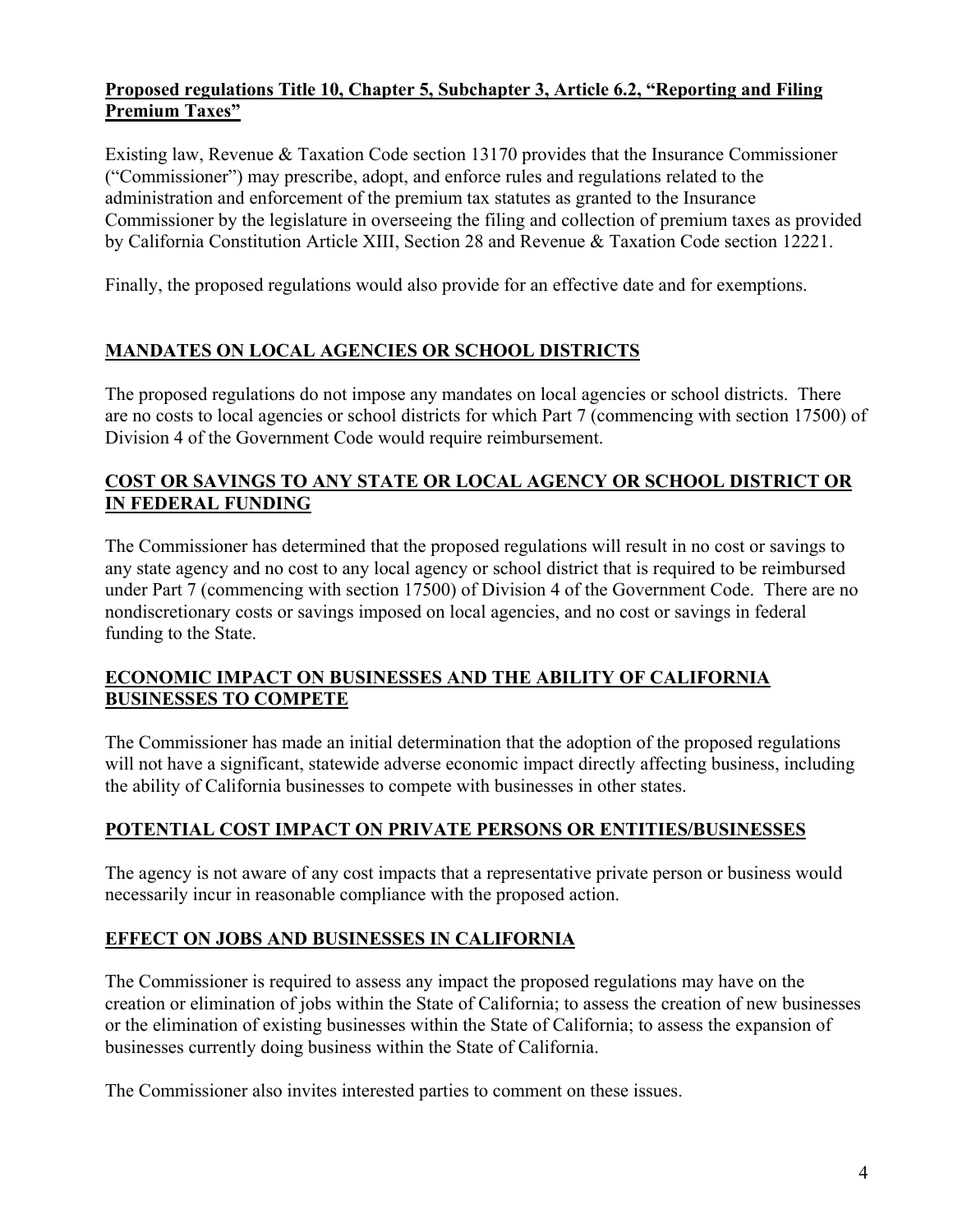**Proposed regulations Title 10, Chapter 5, Subchapter 3, Article 6.2, "Reporting and Filing Premium Taxes"**

Existing law, Revenue & Taxation Code section 13170 provides that the Insurance Commissioner ("Commissioner") may prescribe, adopt, and enforce rules and regulations related to the administration and enforcement of the premium tax statutes as granted to the Insurance Commissioner by the legislature in overseeing the filing and collection of premium taxes as provided by California Constitution Article XIII, Section 28 and Revenue & Taxation Code section 12221.

Finally, the proposed regulations would also provide for an effective date and for exemptions.

## MANDATES ON LOCAL AGENCIES OR SCHOOL DISTRICTS

The proposed regulations do not impose any mandates on local agencies or school districts. There are no costs to local agencies or school districts for which Part 7 (commencing with section 17500) of Division 4 of the Government Code would require reimbursement.

## COST OR SAVINGS TO ANY STATE OR LOCAL AGENCY OR SCHOOL DISTRICT OR IN FEDERAL FUNDING

The Commissioner has determined that the proposed regulations will result in no cost or savings to any state agency and no cost to any local agency or school district that is required to be reimbursed under Part 7 (commencing with section 17500) of Division 4 of the Government Code. There are no nondiscretionary costs or savings imposed on local agencies, and no cost or savings in federal funding to the State.

## ECONOMIC IMPACT ON BUSINESSES AND THE ABILITY OF CALIFORNIA BUSINESSES TO COMPETE

The Commissioner has made an initial determination that the adoption of the proposed regulations will not have a significant, statewide adverse economic impact directly affecting business, including the ability of California businesses to compete with businesses in other states.

## POTENTIAL COST IMPACT ON PRIVATE PERSONS OR ENTITIES/BUSINESSES

The agency is not aware of any cost impacts that a representative private person or business would necessarily incur in reasonable compliance with the proposed action.

## EFFECT ON JOBS AND BUSINESSES IN CALIFORNIA

The Commissioner is required to assess any impact the proposed regulations may have on the creation or elimination of jobs within the State of California; to assess the creation of new businesses or the elimination of existing businesses within the State of California; to assess the expansion of businesses currently doing business within the State of California.

The Commissioner also invites interested parties to comment on these issues.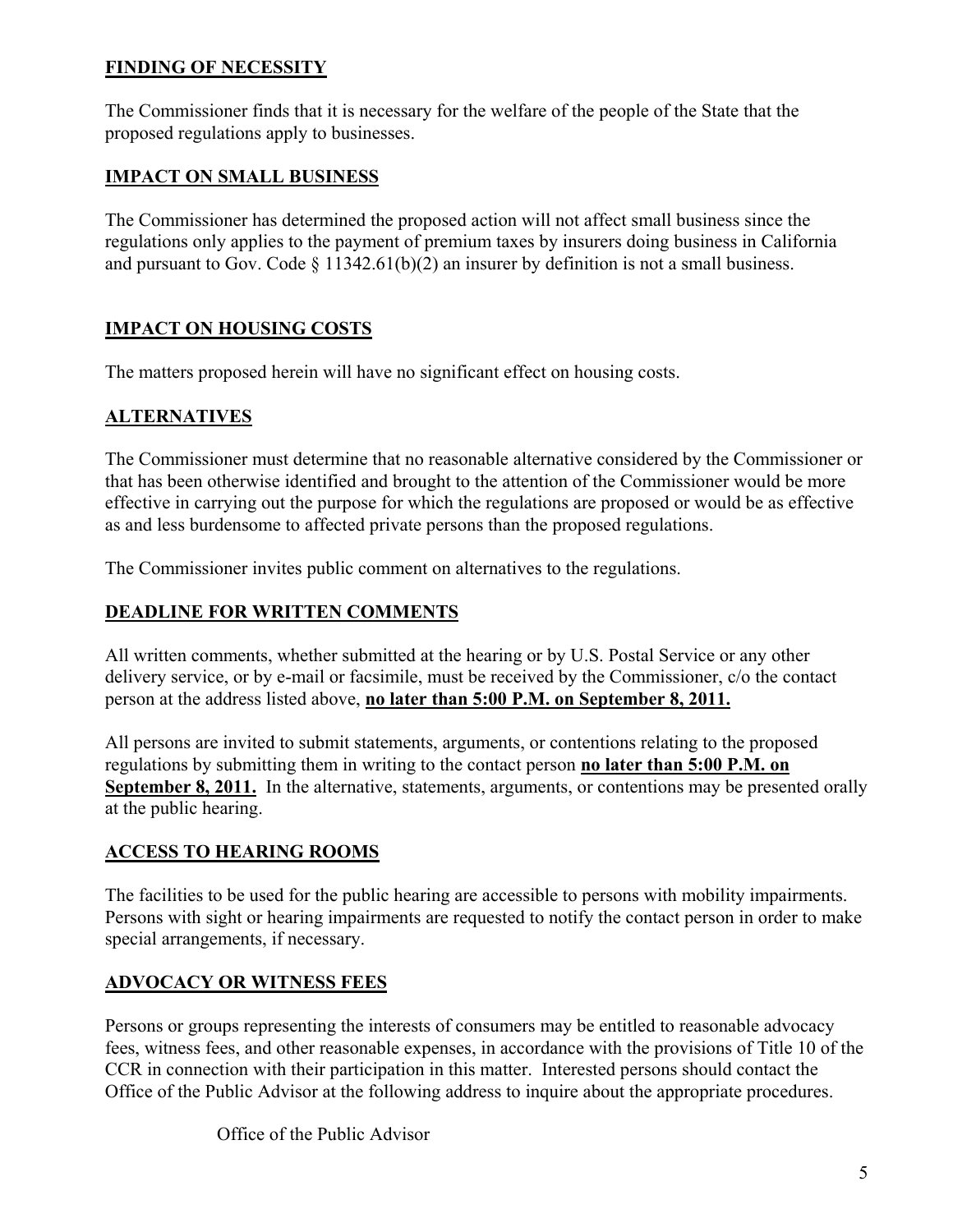## FINDING OF NECESSITY

The Commissioner finds that it is necessary for the welfare of the people of the State that the proposed regulations apply to businesses.

## IMPACT ON SMALL BUSINESS

The Commissioner has determined the proposed action will not affect small business since the regulations only applies to the payment of premium taxes by insurers doing business in California and pursuant to Gov. Code § 11342.61(b)(2) an insurer by definition is not a small business.

## IMPACT ON HOUSING COSTS

The matters proposed herein will have no significant effect on housing costs.

## ALTERNATIVES

The Commissioner must determine that no reasonable alternative considered by the Commissioner or that has been otherwise identified and brought to the attention of the Commissioner would be more effective in carrying out the purpose for which the regulations are proposed or would be as effective as and less burdensome to affected private persons than the proposed regulations.

The Commissioner invites public comment on alternatives to the regulations.

## DEADLINE FOR WRITTEN COMMENTS

All written comments, whether submitted at the hearing or by U.S. Postal Service or any other delivery service, or by e-mail or facsimile, must be received by the Commissioner, c/o the contact person at the address listed above, **no later than 5:00 P.M. on September 8, 2011.**

All persons are invited to submit statements, arguments, or contentions relating to the proposed regulations by submitting them in writing to the contact person **no later than 5:00 P.M. on September 8, 2011.** In the alternative, statements, arguments, or contentions may be presented orally at the public hearing.

## ACCESS TO HEARING ROOMS

The facilities to be used for the public hearing are accessible to persons with mobility impairments. Persons with sight or hearing impairments are requested to notify the contact person in order to make special arrangements, if necessary.

## ADVOCACY OR WITNESS FEES

Persons or groups representing the interests of consumers may be entitled to reasonable advocacy fees, witness fees, and other reasonable expenses, in accordance with the provisions of Title 10 of the CCR in connection with their participation in this matter. Interested persons should contact the Office of the Public Advisor at the following address to inquire about the appropriate procedures.

Office of the Public Advisor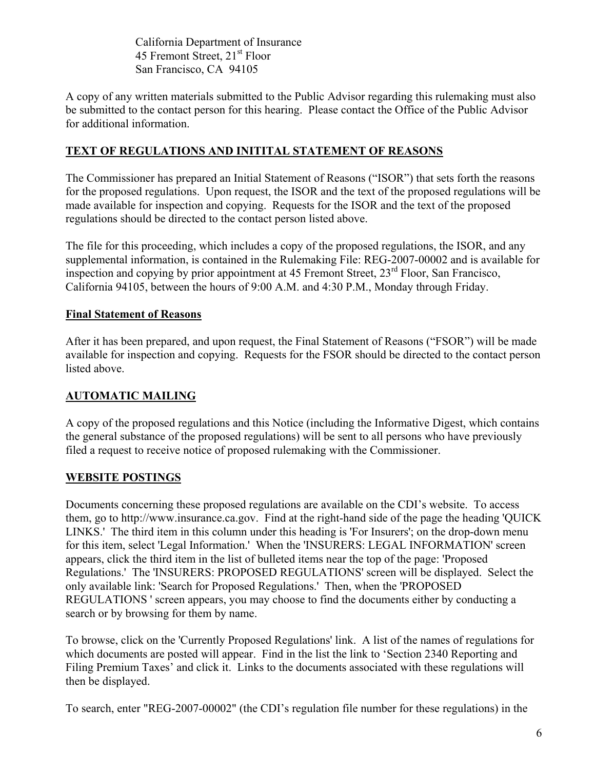California Department of Insurance
45 Fremont Street, 21st Floor
San Francisco, CA 94105

A copy of any written materials submitted to the Public Advisor regarding this rulemaking must also be submitted to the contact person for this hearing. Please contact the Office of the Public Advisor for additional information.

## TEXT OF REGULATIONS AND INITITAL STATEMENT OF REASONS

The Commissioner has prepared an Initial Statement of Reasons ("ISOR") that sets forth the reasons for the proposed regulations. Upon request, the ISOR and the text of the proposed regulations will be made available for inspection and copying. Requests for the ISOR and the text of the proposed regulations should be directed to the contact person listed above.

The file for this proceeding, which includes a copy of the proposed regulations, the ISOR, and any supplemental information, is contained in the Rulemaking File: REG-2007-00002 and is available for inspection and copying by prior appointment at 45 Fremont Street, 23rd Floor, San Francisco, California 94105, between the hours of 9:00 A.M. and 4:30 P.M., Monday through Friday.

### Final Statement of Reasons

After it has been prepared, and upon request, the Final Statement of Reasons ("FSOR") will be made available for inspection and copying. Requests for the FSOR should be directed to the contact person listed above.

## AUTOMATIC MAILING

A copy of the proposed regulations and this Notice (including the Informative Digest, which contains the general substance of the proposed regulations) will be sent to all persons who have previously filed a request to receive notice of proposed rulemaking with the Commissioner.

## WEBSITE POSTINGS

Documents concerning these proposed regulations are available on the CDI's website. To access them, go to http://www.insurance.ca.gov. Find at the right-hand side of the page the heading 'QUICK LINKS.' The third item in this column under this heading is 'For Insurers'; on the drop-down menu for this item, select 'Legal Information.' When the 'INSURERS: LEGAL INFORMATION' screen appears, click the third item in the list of bulleted items near the top of the page: 'Proposed Regulations.' The 'INSURERS: PROPOSED REGULATIONS' screen will be displayed. Select the only available link: 'Search for Proposed Regulations.' Then, when the 'PROPOSED REGULATIONS ' screen appears, you may choose to find the documents either by conducting a search or by browsing for them by name.

To browse, click on the 'Currently Proposed Regulations' link. A list of the names of regulations for which documents are posted will appear. Find in the list the link to 'Section 2340 Reporting and Filing Premium Taxes' and click it. Links to the documents associated with these regulations will then be displayed.

To search, enter "REG-2007-00002" (the CDI's regulation file number for these regulations) in the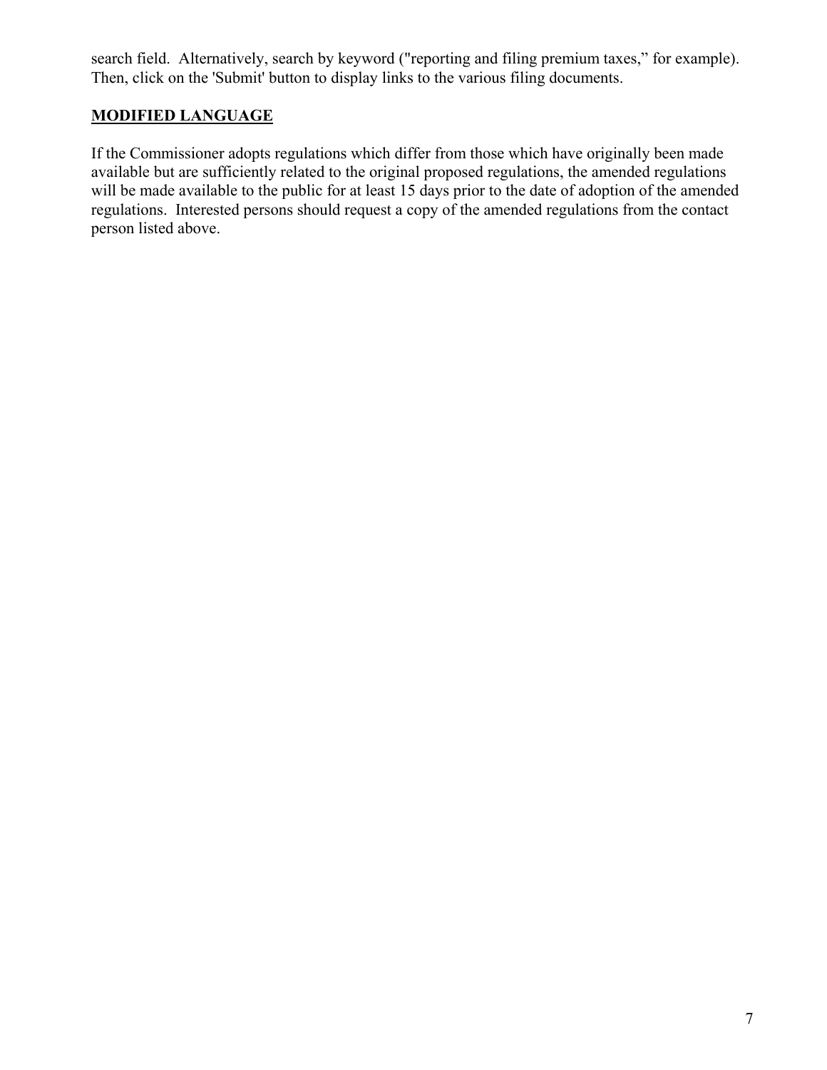search field. Alternatively, search by keyword ("reporting and filing premium taxes," for example). Then, click on the 'Submit' button to display links to the various filing documents.

## MODIFIED LANGUAGE

If the Commissioner adopts regulations which differ from those which have originally been made available but are sufficiently related to the original proposed regulations, the amended regulations will be made available to the public for at least 15 days prior to the date of adoption of the amended regulations. Interested persons should request a copy of the amended regulations from the contact person listed above.